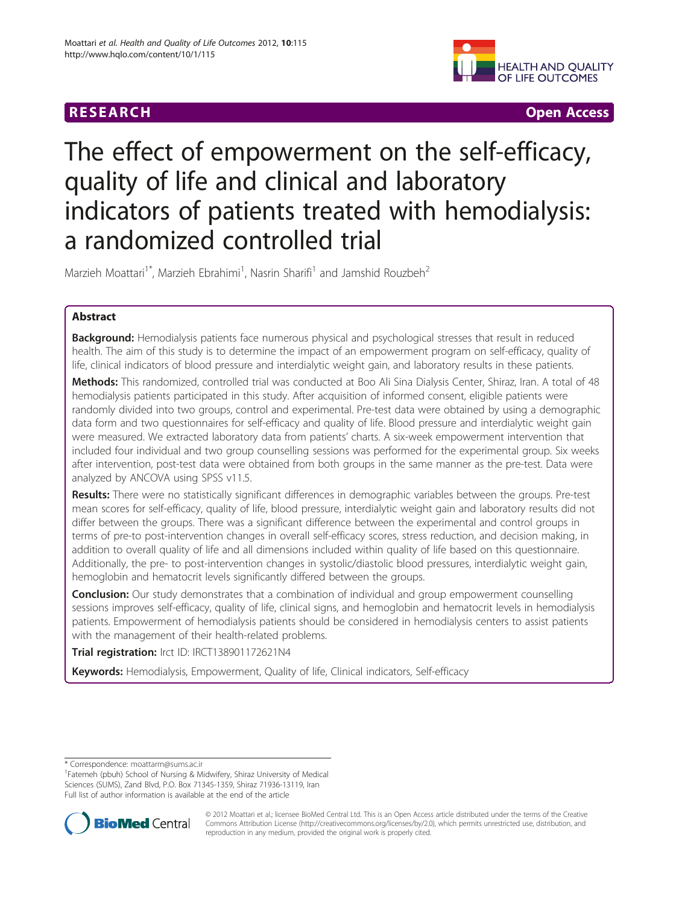RESEARCH Open Access

# The effect of empowerment on the self-efficacy, quality of life and clinical and laboratory indicators of patients treated with hemodialysis: a randomized controlled trial

Marzieh Moattari[1*], Marzieh Ebrahimi[1], Nasrin Sharifi[1] and Jamshid Rouzbeh[2]

## Abstract

**Background:** Hemodialysis patients face numerous physical and psychological stresses that result in reduced health. The aim of this study is to determine the impact of an empowerment program on self-efficacy, quality of life, clinical indicators of blood pressure and interdialytic weight gain, and laboratory results in these patients.

**Methods:** This randomized, controlled trial was conducted at Boo Ali Sina Dialysis Center, Shiraz, Iran. A total of 48 hemodialysis patients participated in this study. After acquisition of informed consent, eligible patients were randomly divided into two groups, control and experimental. Pre-test data were obtained by using a demographic data form and two questionnaires for self-efficacy and quality of life. Blood pressure and interdialytic weight gain were measured. We extracted laboratory data from patients' charts. A six-week empowerment intervention that included four individual and two group counselling sessions was performed for the experimental group. Six weeks after intervention, post-test data were obtained from both groups in the same manner as the pre-test. Data were analyzed by ANCOVA using SPSS v11.5.

**Results:** There were no statistically significant differences in demographic variables between the groups. Pre-test mean scores for self-efficacy, quality of life, blood pressure, interdialytic weight gain and laboratory results did not differ between the groups. There was a significant difference between the experimental and control groups in terms of pre-to post-intervention changes in overall self-efficacy scores, stress reduction, and decision making, in addition to overall quality of life and all dimensions included within quality of life based on this questionnaire. Additionally, the pre- to post-intervention changes in systolic/diastolic blood pressures, interdialytic weight gain, hemoglobin and hematocrit levels significantly differed between the groups.

**Conclusion:** Our study demonstrates that a combination of individual and group empowerment counselling sessions improves self-efficacy, quality of life, clinical signs, and hemoglobin and hematocrit levels in hemodialysis patients. Empowerment of hemodialysis patients should be considered in hemodialysis centers to assist patients with the management of their health-related problems.

**Trial registration:** Irct ID: IRCT138901172621N4

**Keywords:** Hemodialysis, Empowerment, Quality of life, Clinical indicators, Self-efficacy

---

\* Correspondence: moattarm@sums.ac.ir

[1]Fatemeh (pbuh) School of Nursing & Midwifery, Shiraz University of Medical Sciences (SUMS), Zand Blvd, P.O. Box 71345-1359, Shiraz 71936-13119, Iran

Full list of author information is available at the end of the article

© 2012 Moattari et al.; licensee BioMed Central Ltd. This is an Open Access article distributed under the terms of the Creative Commons Attribution License (http://creativecommons.org/licenses/by/2.0), which permits unrestricted use, distribution, and reproduction in any medium, provided the original work is properly cited.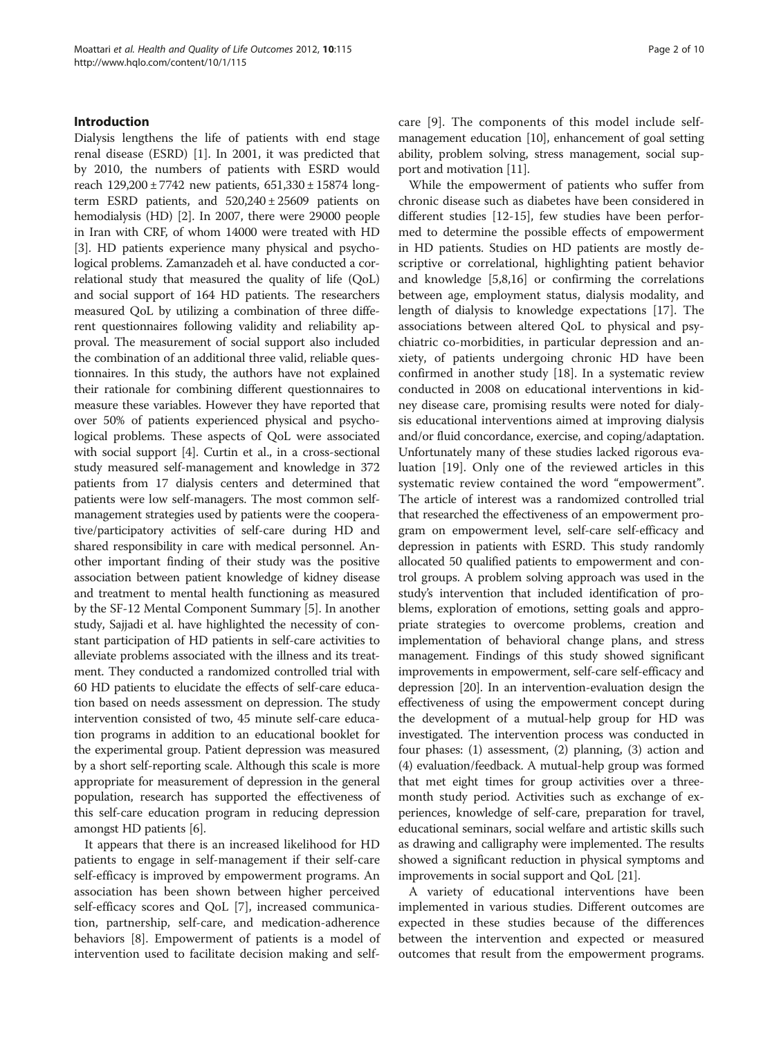## Introduction

Dialysis lengthens the life of patients with end stage renal disease (ESRD) [1]. In 2001, it was predicted that by 2010, the numbers of patients with ESRD would reach $129,200 \pm 7742$ new patients, $651,330 \pm 15874$ long-term ESRD patients, and $520,240 \pm 25609$ patients on hemodialysis (HD) [2]. In 2007, there were 29000 people in Iran with CRF, of whom 14000 were treated with HD [3]. HD patients experience many physical and psychological problems. Zamanzadeh et al. have conducted a correlational study that measured the quality of life (QoL) and social support of 164 HD patients. The researchers measured QoL by utilizing a combination of three different questionnaires following validity and reliability approval. The measurement of social support also included the combination of an additional three valid, reliable questionnaires. In this study, the authors have not explained their rationale for combining different questionnaires to measure these variables. However they have reported that over 50% of patients experienced physical and psychological problems. These aspects of QoL were associated with social support [4]. Curtin et al., in a cross-sectional study measured self-management and knowledge in 372 patients from 17 dialysis centers and determined that patients were low self-managers. The most common self-management strategies used by patients were the cooperative/participatory activities of self-care during HD and shared responsibility in care with medical personnel. Another important finding of their study was the positive association between patient knowledge of kidney disease and treatment to mental health functioning as measured by the SF-12 Mental Component Summary [5]. In another study, Sajjadi et al. have highlighted the necessity of constant participation of HD patients in self-care activities to alleviate problems associated with the illness and its treatment. They conducted a randomized controlled trial with 60 HD patients to elucidate the effects of self-care education based on needs assessment on depression. The study intervention consisted of two, 45 minute self-care education programs in addition to an educational booklet for the experimental group. Patient depression was measured by a short self-reporting scale. Although this scale is more appropriate for measurement of depression in the general population, research has supported the effectiveness of this self-care education program in reducing depression amongst HD patients [6].

It appears that there is an increased likelihood for HD patients to engage in self-management if their self-care self-efficacy is improved by empowerment programs. An association has been shown between higher perceived self-efficacy scores and QoL [7], increased communication, partnership, self-care, and medication-adherence behaviors [8]. Empowerment of patients is a model of intervention used to facilitate decision making and self-care [9]. The components of this model include self-management education [10], enhancement of goal setting ability, problem solving, stress management, social support and motivation [11].

While the empowerment of patients who suffer from chronic disease such as diabetes have been considered in different studies [12-15], few studies have been performed to determine the possible effects of empowerment in HD patients. Studies on HD patients are mostly descriptive or correlational, highlighting patient behavior and knowledge [5,8,16] or confirming the correlations between age, employment status, dialysis modality, and length of dialysis to knowledge expectations [17]. The associations between altered QoL to physical and psychiatric co-morbidities, in particular depression and anxiety, of patients undergoing chronic HD have been confirmed in another study [18]. In a systematic review conducted in 2008 on educational interventions in kidney disease care, promising results were noted for dialysis educational interventions aimed at improving dialysis and/or fluid concordance, exercise, and coping/adaptation. Unfortunately many of these studies lacked rigorous evaluation [19]. Only one of the reviewed articles in this systematic review contained the word "empowerment". The article of interest was a randomized controlled trial that researched the effectiveness of an empowerment program on empowerment level, self-care self-efficacy and depression in patients with ESRD. This study randomly allocated 50 qualified patients to empowerment and control groups. A problem solving approach was used in the study's intervention that included identification of problems, exploration of emotions, setting goals and appropriate strategies to overcome problems, creation and implementation of behavioral change plans, and stress management. Findings of this study showed significant improvements in empowerment, self-care self-efficacy and depression [20]. In an intervention-evaluation design the effectiveness of using the empowerment concept during the development of a mutual-help group for HD was investigated. The intervention process was conducted in four phases: (1) assessment, (2) planning, (3) action and (4) evaluation/feedback. A mutual-help group was formed that met eight times for group activities over a three-month study period. Activities such as exchange of experiences, knowledge of self-care, preparation for travel, educational seminars, social welfare and artistic skills such as drawing and calligraphy were implemented. The results showed a significant reduction in physical symptoms and improvements in social support and QoL [21].

A variety of educational interventions have been implemented in various studies. Different outcomes are expected in these studies because of the differences between the intervention and expected or measured outcomes that result from the empowerment programs.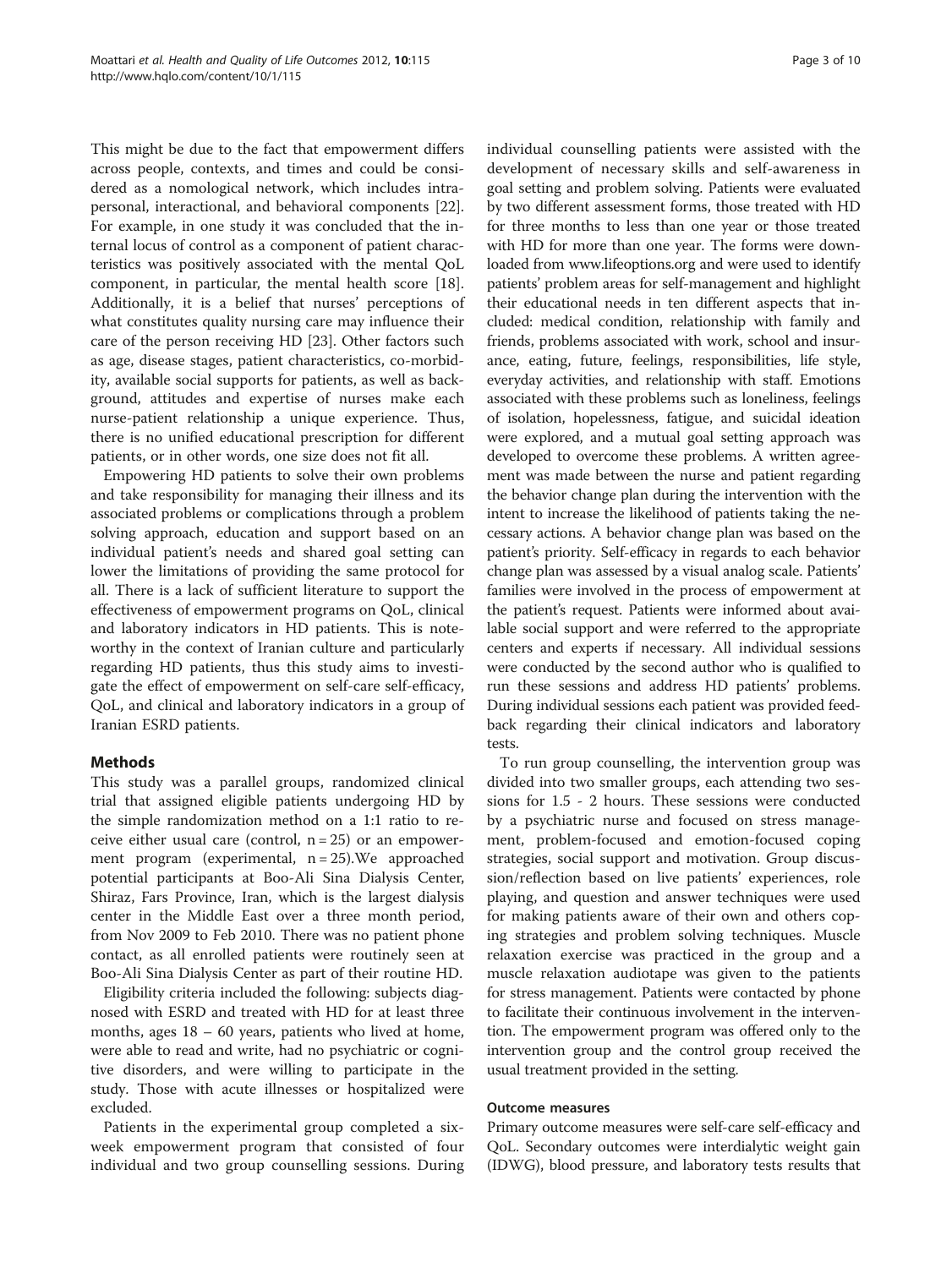This might be due to the fact that empowerment differs across people, contexts, and times and could be considered as a nomological network, which includes intrapersonal, interactional, and behavioral components [22]. For example, in one study it was concluded that the internal locus of control as a component of patient characteristics was positively associated with the mental QoL component, in particular, the mental health score [18]. Additionally, it is a belief that nurses' perceptions of what constitutes quality nursing care may influence their care of the person receiving HD [23]. Other factors such as age, disease stages, patient characteristics, co-morbidity, available social supports for patients, as well as background, attitudes and expertise of nurses make each nurse-patient relationship a unique experience. Thus, there is no unified educational prescription for different patients, or in other words, one size does not fit all.

Empowering HD patients to solve their own problems and take responsibility for managing their illness and its associated problems or complications through a problem solving approach, education and support based on an individual patient's needs and shared goal setting can lower the limitations of providing the same protocol for all. There is a lack of sufficient literature to support the effectiveness of empowerment programs on QoL, clinical and laboratory indicators in HD patients. This is noteworthy in the context of Iranian culture and particularly regarding HD patients, thus this study aims to investigate the effect of empowerment on self-care self-efficacy, QoL, and clinical and laboratory indicators in a group of Iranian ESRD patients.

## Methods

This study was a parallel groups, randomized clinical trial that assigned eligible patients undergoing HD by the simple randomization method on a 1:1 ratio to receive either usual care (control, n = 25) or an empowerment program (experimental, n = 25).We approached potential participants at Boo-Ali Sina Dialysis Center, Shiraz, Fars Province, Iran, which is the largest dialysis center in the Middle East over a three month period, from Nov 2009 to Feb 2010. There was no patient phone contact, as all enrolled patients were routinely seen at Boo-Ali Sina Dialysis Center as part of their routine HD.

Eligibility criteria included the following: subjects diagnosed with ESRD and treated with HD for at least three months, ages 18 – 60 years, patients who lived at home, were able to read and write, had no psychiatric or cognitive disorders, and were willing to participate in the study. Those with acute illnesses or hospitalized were excluded.

Patients in the experimental group completed a six-week empowerment program that consisted of four individual and two group counselling sessions. During individual counselling patients were assisted with the development of necessary skills and self-awareness in goal setting and problem solving. Patients were evaluated by two different assessment forms, those treated with HD for three months to less than one year or those treated with HD for more than one year. The forms were downloaded from www.lifeoptions.org and were used to identify patients' problem areas for self-management and highlight their educational needs in ten different aspects that included: medical condition, relationship with family and friends, problems associated with work, school and insurance, eating, future, feelings, responsibilities, life style, everyday activities, and relationship with staff. Emotions associated with these problems such as loneliness, feelings of isolation, hopelessness, fatigue, and suicidal ideation were explored, and a mutual goal setting approach was developed to overcome these problems. A written agreement was made between the nurse and patient regarding the behavior change plan during the intervention with the intent to increase the likelihood of patients taking the necessary actions. A behavior change plan was based on the patient's priority. Self-efficacy in regards to each behavior change plan was assessed by a visual analog scale. Patients' families were involved in the process of empowerment at the patient's request. Patients were informed about available social support and were referred to the appropriate centers and experts if necessary. All individual sessions were conducted by the second author who is qualified to run these sessions and address HD patients' problems. During individual sessions each patient was provided feedback regarding their clinical indicators and laboratory tests.

To run group counselling, the intervention group was divided into two smaller groups, each attending two sessions for 1.5 - 2 hours. These sessions were conducted by a psychiatric nurse and focused on stress management, problem-focused and emotion-focused coping strategies, social support and motivation. Group discussion/reflection based on live patients' experiences, role playing, and question and answer techniques were used for making patients aware of their own and others coping strategies and problem solving techniques. Muscle relaxation exercise was practiced in the group and a muscle relaxation audiotape was given to the patients for stress management. Patients were contacted by phone to facilitate their continuous involvement in the intervention. The empowerment program was offered only to the intervention group and the control group received the usual treatment provided in the setting.

### Outcome measures

Primary outcome measures were self-care self-efficacy and QoL. Secondary outcomes were interdialytic weight gain (IDWG), blood pressure, and laboratory tests results that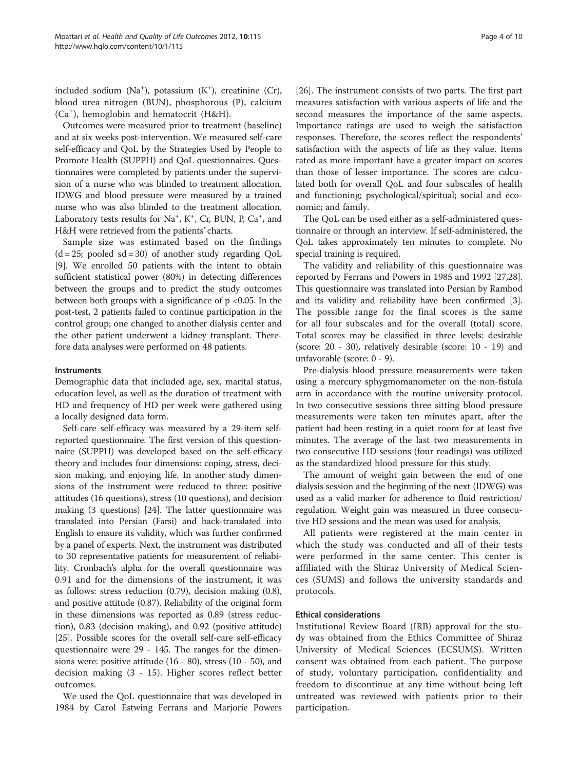included sodium ($Na^+$), potassium ($K^+$), creatinine (Cr), blood urea nitrogen (BUN), phosphorous (P), calcium ($Ca^+$), hemoglobin and hematocrit (H&H).

Outcomes were measured prior to treatment (baseline) and at six weeks post-intervention. We measured self-care self-efficacy and QoL by the Strategies Used by People to Promote Health (SUPPH) and QoL questionnaires. Questionnaires were completed by patients under the supervision of a nurse who was blinded to treatment allocation. IDWG and blood pressure were measured by a trained nurse who was also blinded to the treatment allocation. Laboratory tests results for $Na^+$, $K^+$, Cr, BUN, P, $Ca^+$, and H&H were retrieved from the patients' charts.

Sample size was estimated based on the findings (d = 25; pooled sd = 30) of another study regarding QoL [9]. We enrolled 50 patients with the intent to obtain sufficient statistical power (80%) in detecting differences between the groups and to predict the study outcomes between both groups with a significance of $p < 0.05$. In the post-test, 2 patients failed to continue participation in the control group; one changed to another dialysis center and the other patient underwent a kidney transplant. Therefore data analyses were performed on 48 patients.

### Instruments

Demographic data that included age, sex, marital status, education level, as well as the duration of treatment with HD and frequency of HD per week were gathered using a locally designed data form.

Self-care self-efficacy was measured by a 29-item self-reported questionnaire. The first version of this questionnaire (SUPPH) was developed based on the self-efficacy theory and includes four dimensions: coping, stress, decision making, and enjoying life. In another study dimensions of the instrument were reduced to three: positive attitudes (16 questions), stress (10 questions), and decision making (3 questions) [24]. The latter questionnaire was translated into Persian (Farsi) and back-translated into English to ensure its validity, which was further confirmed by a panel of experts. Next, the instrument was distributed to 30 representative patients for measurement of reliability. Cronbach's alpha for the overall questionnaire was 0.91 and for the dimensions of the instrument, it was as follows: stress reduction (0.79), decision making (0.8), and positive attitude (0.87). Reliability of the original form in these dimensions was reported as 0.89 (stress reduction), 0.83 (decision making), and 0.92 (positive attitude) [25]. Possible scores for the overall self-care self-efficacy questionnaire were 29 - 145. The ranges for the dimensions were: positive attitude (16 - 80), stress (10 - 50), and decision making (3 - 15). Higher scores reflect better outcomes.

We used the QoL questionnaire that was developed in 1984 by Carol Estwing Ferrans and Marjorie Powers [26]. The instrument consists of two parts. The first part measures satisfaction with various aspects of life and the second measures the importance of the same aspects. Importance ratings are used to weigh the satisfaction responses. Therefore, the scores reflect the respondents' satisfaction with the aspects of life as they value. Items rated as more important have a greater impact on scores than those of lesser importance. The scores are calculated both for overall QoL and four subscales of health and functioning; psychological/spiritual; social and economic; and family.

The QoL can be used either as a self-administered questionnaire or through an interview. If self-administered, the QoL takes approximately ten minutes to complete. No special training is required.

The validity and reliability of this questionnaire was reported by Ferrans and Powers in 1985 and 1992 [27,28]. This questionnaire was translated into Persian by Rambod and its validity and reliability have been confirmed [3]. The possible range for the final scores is the same for all four subscales and for the overall (total) score. Total scores may be classified in three levels: desirable (score: 20 - 30), relatively desirable (score: 10 - 19) and unfavorable (score: 0 - 9).

Pre-dialysis blood pressure measurements were taken using a mercury sphygmomanometer on the non-fistula arm in accordance with the routine university protocol. In two consecutive sessions three sitting blood pressure measurements were taken ten minutes apart, after the patient had been resting in a quiet room for at least five minutes. The average of the last two measurements in two consecutive HD sessions (four readings) was utilized as the standardized blood pressure for this study.

The amount of weight gain between the end of one dialysis session and the beginning of the next (IDWG) was used as a valid marker for adherence to fluid restriction/regulation. Weight gain was measured in three consecutive HD sessions and the mean was used for analysis.

All patients were registered at the main center in which the study was conducted and all of their tests were performed in the same center. This center is affiliated with the Shiraz University of Medical Sciences (SUMS) and follows the university standards and protocols.

### Ethical considerations

Institutional Review Board (IRB) approval for the study was obtained from the Ethics Committee of Shiraz University of Medical Sciences (ECSUMS). Written consent was obtained from each patient. The purpose of study, voluntary participation, confidentiality and freedom to discontinue at any time without being left untreated was reviewed with patients prior to their participation.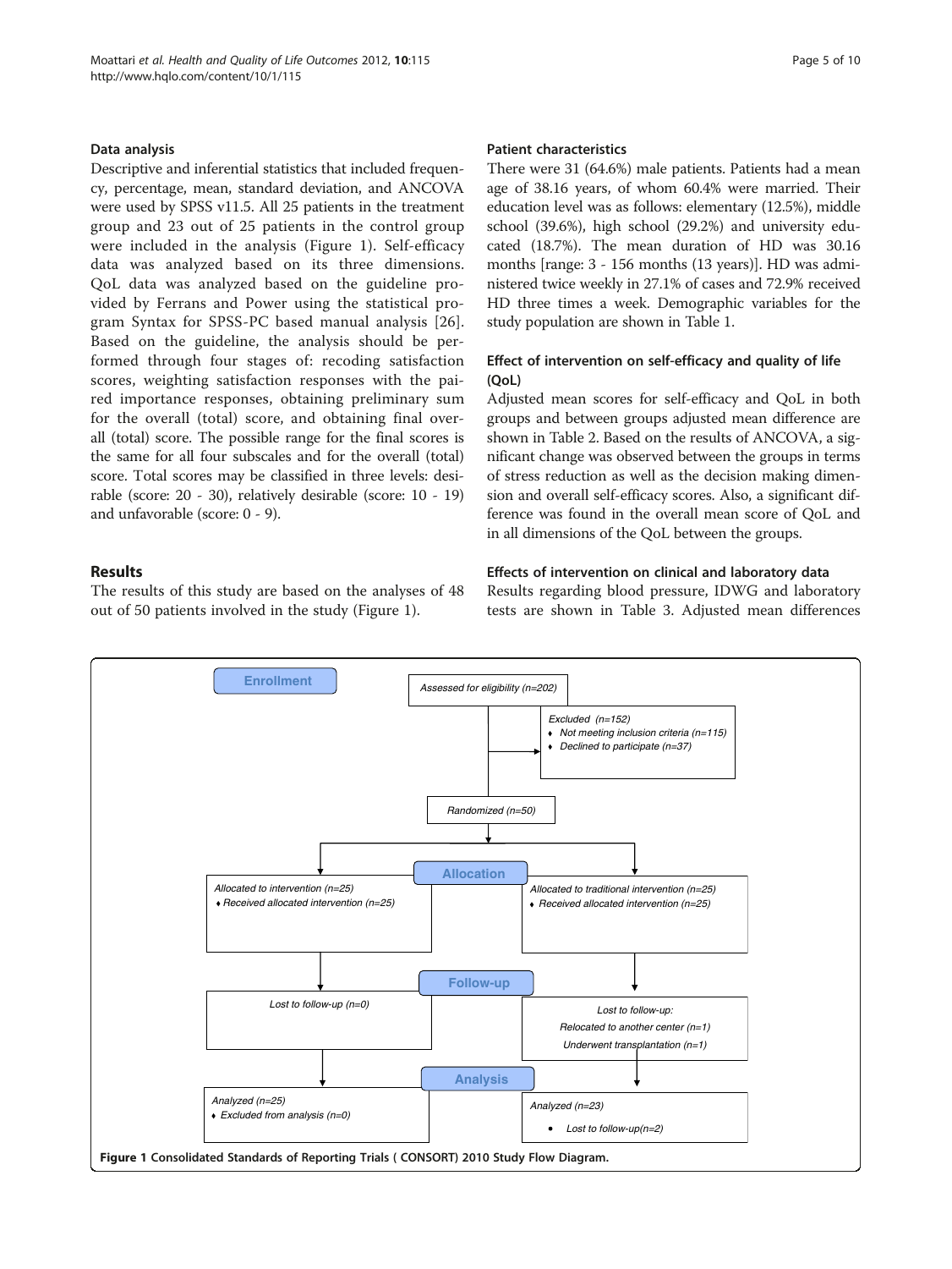### Data analysis

Descriptive and inferential statistics that included frequency, percentage, mean, standard deviation, and ANCOVA were used by SPSS v11.5. All 25 patients in the treatment group and 23 out of 25 patients in the control group were included in the analysis (Figure 1). Self-efficacy data was analyzed based on its three dimensions. QoL data was analyzed based on the guideline provided by Ferrans and Power using the statistical program Syntax for SPSS-PC based manual analysis [26]. Based on the guideline, the analysis should be performed through four stages of: recoding satisfaction scores, weighting satisfaction responses with the paired importance responses, obtaining preliminary sum for the overall (total) score, and obtaining final overall (total) score. The possible range for the final scores is the same for all four subscales and for the overall (total) score. Total scores may be classified in three levels: desirable (score: 20 - 30), relatively desirable (score: 10 - 19) and unfavorable (score: 0 - 9).

## Results

The results of this study are based on the analyses of 48 out of 50 patients involved in the study (Figure 1).

### Patient characteristics

There were 31 (64.6%) male patients. Patients had a mean age of 38.16 years, of whom 60.4% were married. Their education level was as follows: elementary (12.5%), middle school (39.6%), high school (29.2%) and university educated (18.7%). The mean duration of HD was 30.16 months [range: 3 - 156 months (13 years)]. HD was administered twice weekly in 27.1% of cases and 72.9% received HD three times a week. Demographic variables for the study population are shown in Table 1.

### Effect of intervention on self-efficacy and quality of life (QoL)

Adjusted mean scores for self-efficacy and QoL in both groups and between groups adjusted mean difference are shown in Table 2. Based on the results of ANCOVA, a significant change was observed between the groups in terms of stress reduction as well as the decision making dimension and overall self-efficacy scores. Also, a significant difference was found in the overall mean score of QoL and in all dimensions of the QoL between the groups.

### Effects of intervention on clinical and laboratory data

Results regarding blood pressure, IDWG and laboratory tests are shown in Table 3. Adjusted mean differences

**Enrollment**

Assessed for eligibility (n=202)

Excluded (n=152)
- Not meeting inclusion criteria (n=115)
- Declined to participate (n=37)

Randomized (n=50)

**Allocation**

Allocated to intervention (n=25)
- Received allocated intervention (n=25)

Allocated to traditional intervention (n=25)
- Received allocated intervention (n=25)

**Follow-up**

Lost to follow-up (n=0)

Lost to follow-up:
Relocated to another center (n=1)
Underwent transplantation (n=1)

**Analysis**

Analyzed (n=25)
- Excluded from analysis (n=0)

Analyzed (n=23)
- Lost to follow-up(n=2)

**Figure 1** Consolidated Standards of Reporting Trials ( CONSORT) 2010 Study Flow Diagram.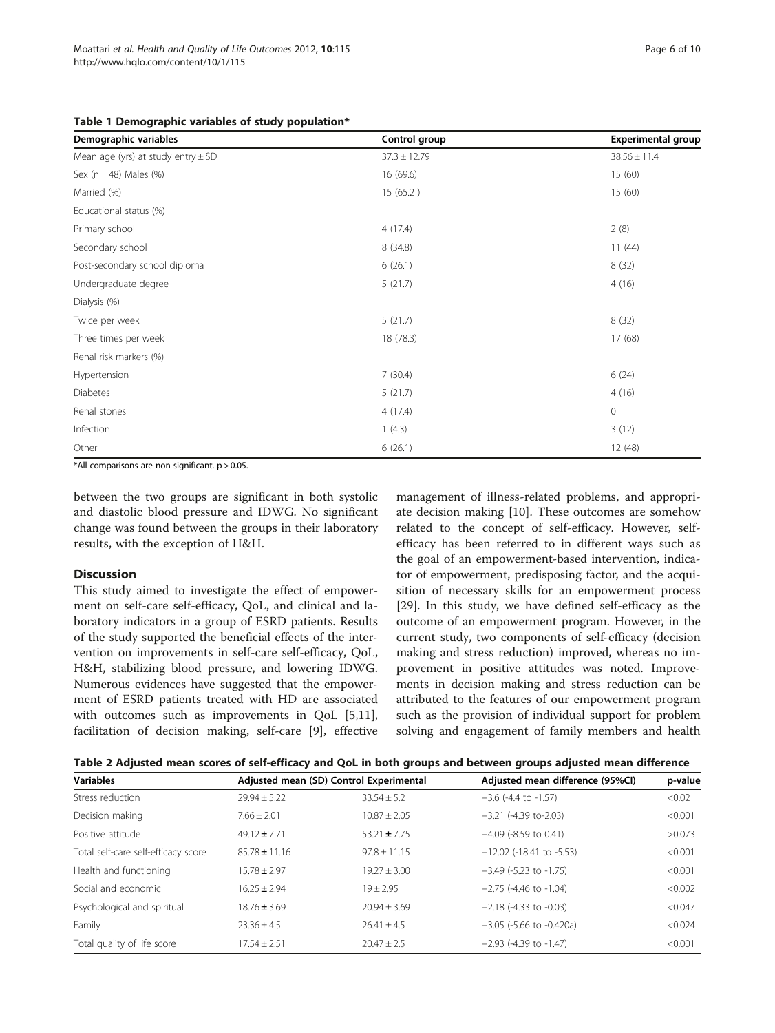**Table 1 Demographic variables of study population***

| Demographic variables | Control group | Experimental group |
|---|---|---|
| Mean age (yrs) at study entry ± SD | 37.3 ± 12.79 | 38.56 ± 11.4 |
| Sex (n = 48) Males (%) | 16 (69.6) | 15 (60) |
| Married (%) | 15 (65.2 ) | 15 (60) |
| Educational status (%) | | |
| Primary school | 4 (17.4) | 2 (8) |
| Secondary school | 8 (34.8) | 11 (44) |
| Post-secondary school diploma | 6 (26.1) | 8 (32) |
| Undergraduate degree | 5 (21.7) | 4 (16) |
| Dialysis (%) | | |
| Twice per week | 5 (21.7) | 8 (32) |
| Three times per week | 18 (78.3) | 17 (68) |
| Renal risk markers (%) | | |
| Hypertension | 7 (30.4) | 6 (24) |
| Diabetes | 5 (21.7) | 4 (16) |
| Renal stones | 4 (17.4) | 0 |
| Infection | 1 (4.3) | 3 (12) |
| Other | 6 (26.1) | 12 (48) |

*All comparisons are non-significant. $p > 0.05$.

between the two groups are significant in both systolic and diastolic blood pressure and IDWG. No significant change was found between the groups in their laboratory results, with the exception of H&H.

## Discussion

This study aimed to investigate the effect of empowerment on self-care self-efficacy, QoL, and clinical and laboratory indicators in a group of ESRD patients. Results of the study supported the beneficial effects of the intervention on improvements in self-care self-efficacy, QoL, H&H, stabilizing blood pressure, and lowering IDWG. Numerous evidences have suggested that the empowerment of ESRD patients treated with HD are associated with outcomes such as improvements in QoL [5,11], facilitation of decision making, self-care [9], effective management of illness-related problems, and appropriate decision making [10]. These outcomes are somehow related to the concept of self-efficacy. However, self-efficacy has been referred to in different ways such as the goal of an empowerment-based intervention, indicator of empowerment, predisposing factor, and the acquisition of necessary skills for an empowerment process [29]. In this study, we have defined self-efficacy as the outcome of an empowerment program. However, in the current study, two components of self-efficacy (decision making and stress reduction) improved, whereas no improvement in positive attitudes was noted. Improvements in decision making and stress reduction can be attributed to the features of our empowerment program such as the provision of individual support for problem solving and engagement of family members and health

**Table 2 Adjusted mean scores of self-efficacy and QoL in both groups and between groups adjusted mean difference**

| Variables | Adjusted mean (SD) Control | Experimental | Adjusted mean difference (95%CI) | p-value |
|---|---|---|---|---|
| Stress reduction | 29.94 ± 5.22 | 33.54 ± 5.2 | −3.6 (-4.4 to -1.57) | <0.02 |
| Decision making | 7.66 ± 2.01 | 10.87 ± 2.05 | −3.21 (-4.39 to-2.03) | <0.001 |
| Positive attitude | 49.12 ± 7.71 | 53.21 ± 7.75 | −4.09 (-8.59 to 0.41) | >0.073 |
| Total self-care self-efficacy score | 85.78 ± 11.16 | 97.8 ± 11.15 | −12.02 (-18.41 to -5.53) | <0.001 |
| Health and functioning | 15.78 ± 2.97 | 19.27 ± 3.00 | −3.49 (-5.23 to -1.75) | <0.001 |
| Social and economic | 16.25 ± 2.94 | 19 ± 2.95 | −2.75 (-4.46 to -1.04) | <0.002 |
| Psychological and spiritual | 18.76 ± 3.69 | 20.94 ± 3.69 | −2.18 (-4.33 to -0.03) | <0.047 |
| Family | 23.36 ± 4.5 | 26.41 ± 4.5 | −3.05 (-5.66 to -0.420a) | <0.024 |
| Total quality of life score | 17.54 ± 2.51 | 20.47 ± 2.5 | −2.93 (-4.39 to -1.47) | <0.001 |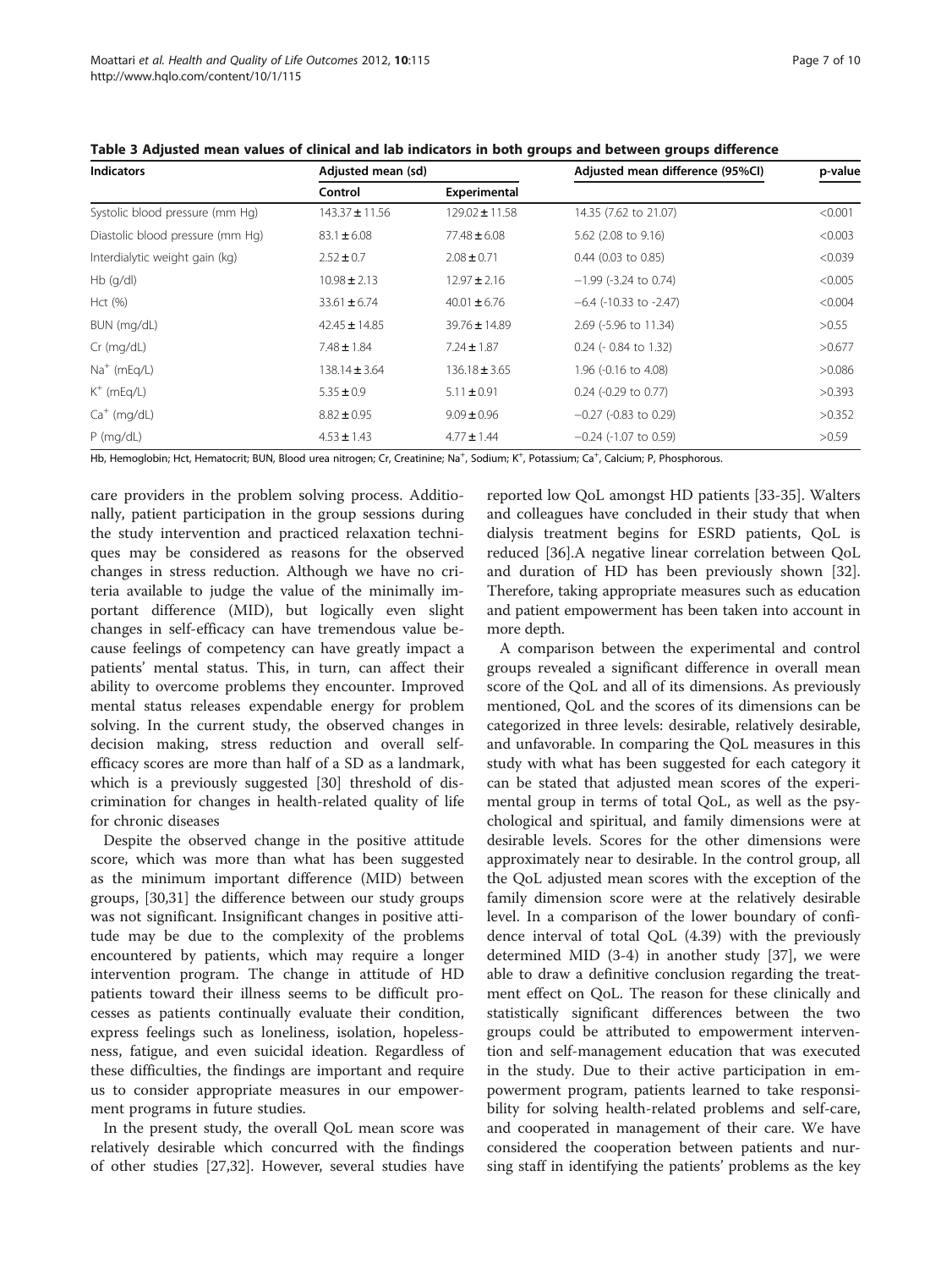**Table 3 Adjusted mean values of clinical and lab indicators in both groups and between groups difference**

| Indicators | Adjusted mean (sd) | | Adjusted mean difference (95%CI) | p-value |
|---|---|---|---|---|
| | Control | Experimental | | |
| Systolic blood pressure (mm Hg) | 143.37 ± 11.56 | 129.02 ± 11.58 | 14.35 (7.62 to 21.07) | <0.001 |
| Diastolic blood pressure (mm Hg) | 83.1 ± 6.08 | 77.48 ± 6.08 | 5.62 (2.08 to 9.16) | <0.003 |
| Interdialytic weight gain (kg) | 2.52 ± 0.7 | 2.08 ± 0.71 | 0.44 (0.03 to 0.85) | <0.039 |
| Hb (g/dl) | 10.98 ± 2.13 | 12.97 ± 2.16 | −1.99 (-3.24 to 0.74) | <0.005 |
| Hct (%) | 33.61 ± 6.74 | 40.01 ± 6.76 | −6.4 (-10.33 to -2.47) | <0.004 |
| BUN (mg/dL) | 42.45 ± 14.85 | 39.76 ± 14.89 | 2.69 (-5.96 to 11.34) | >0.55 |
| Cr (mg/dL) | 7.48 ± 1.84 | 7.24 ± 1.87 | 0.24 (- 0.84 to 1.32) | >0.677 |
| $Na^+$ (mEq/L) | 138.14 ± 3.64 | 136.18 ± 3.65 | 1.96 (-0.16 to 4.08) | >0.086 |
| $K^+$ (mEq/L) | 5.35 ± 0.9 | 5.11 ± 0.91 | 0.24 (-0.29 to 0.77) | >0.393 |
| $Ca^+$ (mg/dL) | 8.82 ± 0.95 | 9.09 ± 0.96 | −0.27 (-0.83 to 0.29) | >0.352 |
| P (mg/dL) | 4.53 ± 1.43 | 4.77 ± 1.44 | −0.24 (-1.07 to 0.59) | >0.59 |

Hb, Hemoglobin; Hct, Hematocrit; BUN, Blood urea nitrogen; Cr, Creatinine; $Na^+$, Sodium; $K^+$, Potassium; $Ca^+$, Calcium; P, Phosphorous.

care providers in the problem solving process. Additionally, patient participation in the group sessions during the study intervention and practiced relaxation techniques may be considered as reasons for the observed changes in stress reduction. Although we have no criteria available to judge the value of the minimally important difference (MID), but logically even slight changes in self-efficacy can have tremendous value because feelings of competency can have greatly impact a patients' mental status. This, in turn, can affect their ability to overcome problems they encounter. Improved mental status releases expendable energy for problem solving. In the current study, the observed changes in decision making, stress reduction and overall self-efficacy scores are more than half of a SD as a landmark, which is a previously suggested [30] threshold of discrimination for changes in health-related quality of life for chronic diseases

Despite the observed change in the positive attitude score, which was more than what has been suggested as the minimum important difference (MID) between groups, [30,31] the difference between our study groups was not significant. Insignificant changes in positive attitude may be due to the complexity of the problems encountered by patients, which may require a longer intervention program. The change in attitude of HD patients toward their illness seems to be difficult processes as patients continually evaluate their condition, express feelings such as loneliness, isolation, hopelessness, fatigue, and even suicidal ideation. Regardless of these difficulties, the findings are important and require us to consider appropriate measures in our empowerment programs in future studies.

In the present study, the overall QoL mean score was relatively desirable which concurred with the findings of other studies [27,32]. However, several studies have reported low QoL amongst HD patients [33-35]. Walters and colleagues have concluded in their study that when dialysis treatment begins for ESRD patients, QoL is reduced [36].A negative linear correlation between QoL and duration of HD has been previously shown [32]. Therefore, taking appropriate measures such as education and patient empowerment has been taken into account in more depth.

A comparison between the experimental and control groups revealed a significant difference in overall mean score of the QoL and all of its dimensions. As previously mentioned, QoL and the scores of its dimensions can be categorized in three levels: desirable, relatively desirable, and unfavorable. In comparing the QoL measures in this study with what has been suggested for each category it can be stated that adjusted mean scores of the experimental group in terms of total QoL, as well as the psychological and spiritual, and family dimensions were at desirable levels. Scores for the other dimensions were approximately near to desirable. In the control group, all the QoL adjusted mean scores with the exception of the family dimension score were at the relatively desirable level. In a comparison of the lower boundary of confidence interval of total QoL (4.39) with the previously determined MID (3-4) in another study [37], we were able to draw a definitive conclusion regarding the treatment effect on QoL. The reason for these clinically and statistically significant differences between the two groups could be attributed to empowerment intervention and self-management education that was executed in the study. Due to their active participation in empowerment program, patients learned to take responsibility for solving health-related problems and self-care, and cooperated in management of their care. We have considered the cooperation between patients and nursing staff in identifying the patients' problems as the key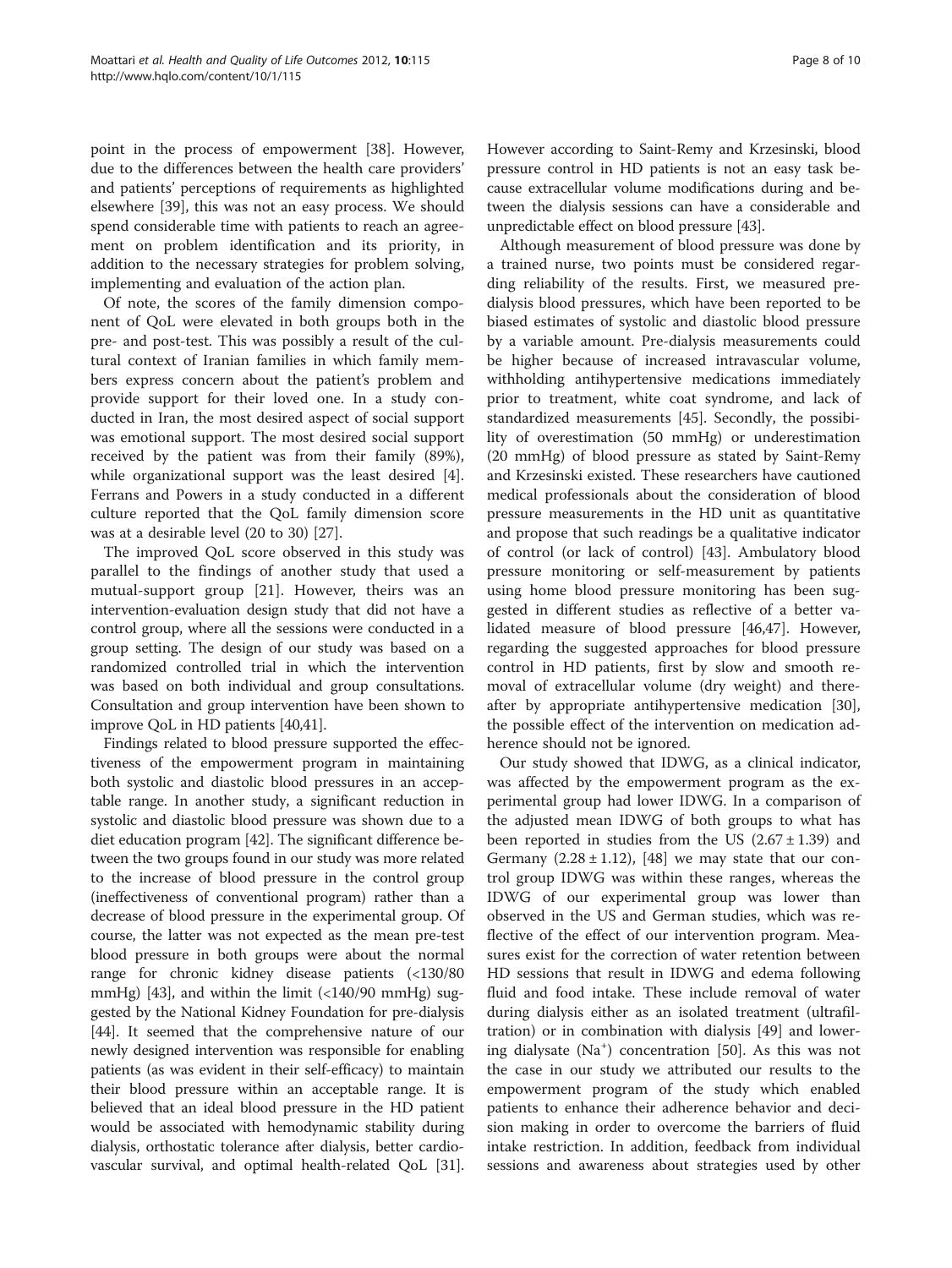point in the process of empowerment [38]. However, due to the differences between the health care providers' and patients' perceptions of requirements as highlighted elsewhere [39], this was not an easy process. We should spend considerable time with patients to reach an agreement on problem identification and its priority, in addition to the necessary strategies for problem solving, implementing and evaluation of the action plan.

Of note, the scores of the family dimension component of QoL were elevated in both groups both in the pre- and post-test. This was possibly a result of the cultural context of Iranian families in which family members express concern about the patient's problem and provide support for their loved one. In a study conducted in Iran, the most desired aspect of social support was emotional support. The most desired social support received by the patient was from their family (89%), while organizational support was the least desired [4]. Ferrans and Powers in a study conducted in a different culture reported that the QoL family dimension score was at a desirable level (20 to 30) [27].

The improved QoL score observed in this study was parallel to the findings of another study that used a mutual-support group [21]. However, theirs was an intervention-evaluation design study that did not have a control group, where all the sessions were conducted in a group setting. The design of our study was based on a randomized controlled trial in which the intervention was based on both individual and group consultations. Consultation and group intervention have been shown to improve QoL in HD patients [40,41].

Findings related to blood pressure supported the effectiveness of the empowerment program in maintaining both systolic and diastolic blood pressures in an acceptable range. In another study, a significant reduction in systolic and diastolic blood pressure was shown due to a diet education program [42]. The significant difference between the two groups found in our study was more related to the increase of blood pressure in the control group (ineffectiveness of conventional program) rather than a decrease of blood pressure in the experimental group. Of course, the latter was not expected as the mean pre-test blood pressure in both groups were about the normal range for chronic kidney disease patients (<130/80 mmHg) [43], and within the limit (<140/90 mmHg) suggested by the National Kidney Foundation for pre-dialysis [44]. It seemed that the comprehensive nature of our newly designed intervention was responsible for enabling patients (as was evident in their self-efficacy) to maintain their blood pressure within an acceptable range. It is believed that an ideal blood pressure in the HD patient would be associated with hemodynamic stability during dialysis, orthostatic tolerance after dialysis, better cardiovascular survival, and optimal health-related QoL [31]. However according to Saint-Remy and Krzesinski, blood pressure control in HD patients is not an easy task because extracellular volume modifications during and between the dialysis sessions can have a considerable and unpredictable effect on blood pressure [43].

Although measurement of blood pressure was done by a trained nurse, two points must be considered regarding reliability of the results. First, we measured pre-dialysis blood pressures, which have been reported to be biased estimates of systolic and diastolic blood pressure by a variable amount. Pre-dialysis measurements could be higher because of increased intravascular volume, withholding antihypertensive medications immediately prior to treatment, white coat syndrome, and lack of standardized measurements [45]. Secondly, the possibility of overestimation (50 mmHg) or underestimation (20 mmHg) of blood pressure as stated by Saint-Remy and Krzesinski existed. These researchers have cautioned medical professionals about the consideration of blood pressure measurements in the HD unit as quantitative and propose that such readings be a qualitative indicator of control (or lack of control) [43]. Ambulatory blood pressure monitoring or self-measurement by patients using home blood pressure monitoring has been suggested in different studies as reflective of a better validated measure of blood pressure [46,47]. However, regarding the suggested approaches for blood pressure control in HD patients, first by slow and smooth removal of extracellular volume (dry weight) and thereafter by appropriate antihypertensive medication [30], the possible effect of the intervention on medication adherence should not be ignored.

Our study showed that IDWG, as a clinical indicator, was affected by the empowerment program as the experimental group had lower IDWG. In a comparison of the adjusted mean IDWG of both groups to what has been reported in studies from the US ($2.67 \pm 1.39$) and Germany ($2.28 \pm 1.12$), [48] we may state that our control group IDWG was within these ranges, whereas the IDWG of our experimental group was lower than observed in the US and German studies, which was reflective of the effect of our intervention program. Measures exist for the correction of water retention between HD sessions that result in IDWG and edema following fluid and food intake. These include removal of water during dialysis either as an isolated treatment (ultrafiltration) or in combination with dialysis [49] and lowering dialysate ($Na^+$) concentration [50]. As this was not the case in our study we attributed our results to the empowerment program of the study which enabled patients to enhance their adherence behavior and decision making in order to overcome the barriers of fluid intake restriction. In addition, feedback from individual sessions and awareness about strategies used by other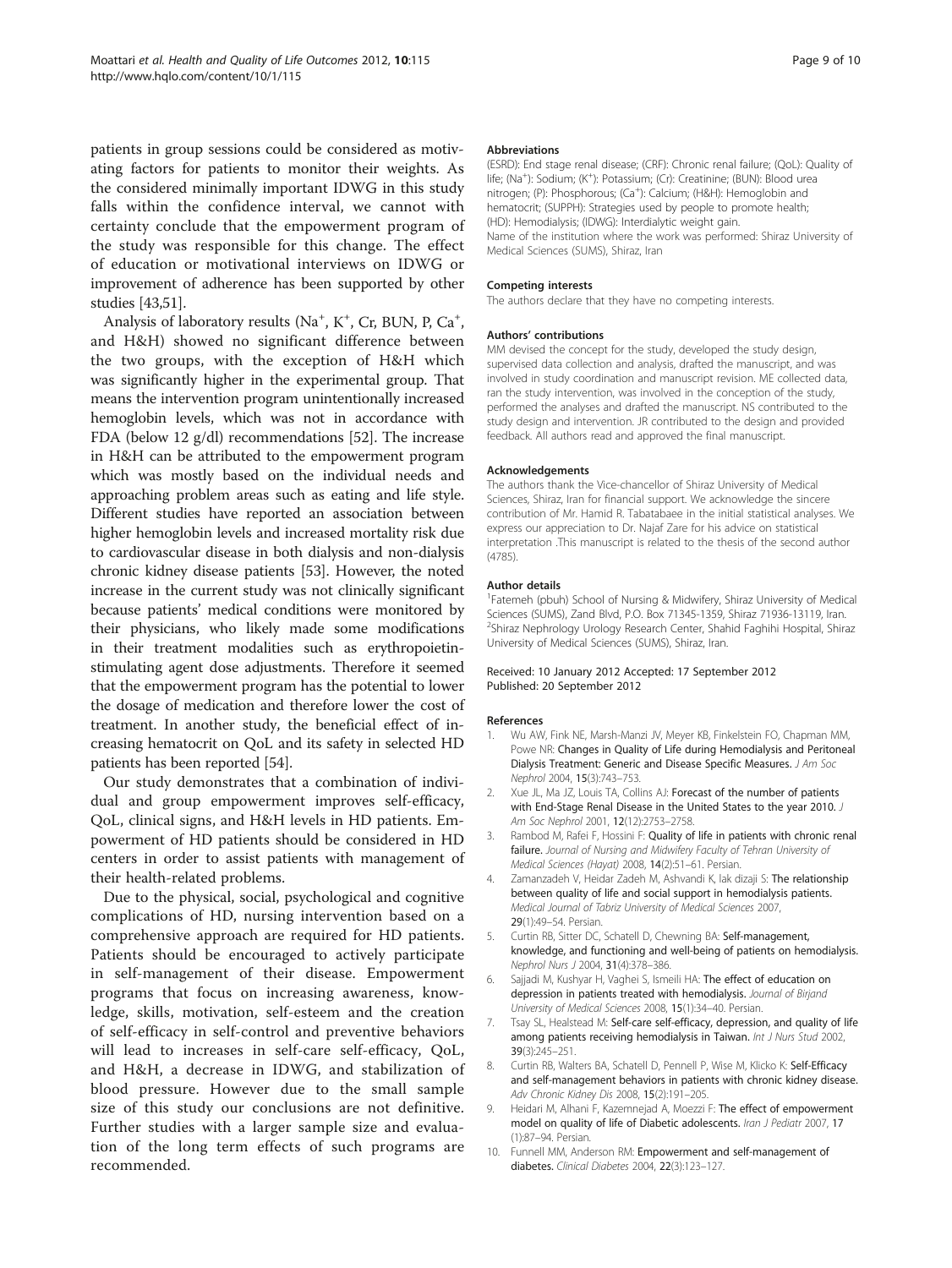patients in group sessions could be considered as motivating factors for patients to monitor their weights. As the considered minimally important IDWG in this study falls within the confidence interval, we cannot with certainty conclude that the empowerment program of the study was responsible for this change. The effect of education or motivational interviews on IDWG or improvement of adherence has been supported by other studies [43,51].

Analysis of laboratory results ($Na^+$, $K^+$, Cr, BUN, P, $Ca^+$, and H&H) showed no significant difference between the two groups, with the exception of H&H which was significantly higher in the experimental group. That means the intervention program unintentionally increased hemoglobin levels, which was not in accordance with FDA (below 12 g/dl) recommendations [52]. The increase in H&H can be attributed to the empowerment program which was mostly based on the individual needs and approaching problem areas such as eating and life style. Different studies have reported an association between higher hemoglobin levels and increased mortality risk due to cardiovascular disease in both dialysis and non-dialysis chronic kidney disease patients [53]. However, the noted increase in the current study was not clinically significant because patients' medical conditions were monitored by their physicians, who likely made some modifications in their treatment modalities such as erythropoietin-stimulating agent dose adjustments. Therefore it seemed that the empowerment program has the potential to lower the dosage of medication and therefore lower the cost of treatment. In another study, the beneficial effect of increasing hematocrit on QoL and its safety in selected HD patients has been reported [54].

Our study demonstrates that a combination of individual and group empowerment improves self-efficacy, QoL, clinical signs, and H&H levels in HD patients. Empowerment of HD patients should be considered in HD centers in order to assist patients with management of their health-related problems.

Due to the physical, social, psychological and cognitive complications of HD, nursing intervention based on a comprehensive approach are required for HD patients. Patients should be encouraged to actively participate in self-management of their disease. Empowerment programs that focus on increasing awareness, knowledge, skills, motivation, self-esteem and the creation of self-efficacy in self-control and preventive behaviors will lead to increases in self-care self-efficacy, QoL, and H&H, a decrease in IDWG, and stabilization of blood pressure. However due to the small sample size of this study our conclusions are not definitive. Further studies with a larger sample size and evaluation of the long term effects of such programs are recommended.

#### Abbreviations

(ESRD): End stage renal disease; (CRF): Chronic renal failure; (QoL): Quality of life; ($Na^+$): Sodium; ($K^+$): Potassium; (Cr): Creatinine; (BUN): Blood urea nitrogen; (P): Phosphorous; ($Ca^+$): Calcium; (H&H): Hemoglobin and hematocrit; (SUPPH): Strategies used by people to promote health; (HD): Hemodialysis; (IDWG): Interdialytic weight gain.
Name of the institution where the work was performed: Shiraz University of Medical Sciences (SUMS), Shiraz, Iran

#### Competing interests

The authors declare that they have no competing interests.

#### Authors' contributions

MM devised the concept for the study, developed the study design, supervised data collection and analysis, drafted the manuscript, and was involved in study coordination and manuscript revision. ME collected data, ran the study intervention, was involved in the conception of the study, performed the analyses and drafted the manuscript. NS contributed to the study design and intervention. JR contributed to the design and provided feedback. All authors read and approved the final manuscript.

#### Acknowledgements

The authors thank the Vice-chancellor of Shiraz University of Medical Sciences, Shiraz, Iran for financial support. We acknowledge the sincere contribution of Mr. Hamid R. Tabatabaee in the initial statistical analyses. We express our appreciation to Dr. Najaf Zare for his advice on statistical interpretation .This manuscript is related to the thesis of the second author (4785).

#### Author details

[1]Fatemeh (pbuh) School of Nursing & Midwifery, Shiraz University of Medical Sciences (SUMS), Zand Blvd, P.O. Box 71345-1359, Shiraz 71936-13119, Iran. [2]Shiraz Nephrology Urology Research Center, Shahid Faghihi Hospital, Shiraz University of Medical Sciences (SUMS), Shiraz, Iran.

Received: 10 January 2012 Accepted: 17 September 2012
Published: 20 September 2012

#### References

1. Wu AW, Fink NE, Marsh-Manzi JV, Meyer KB, Finkelstein FO, Chapman MM, Powe NR: **Changes in Quality of Life during Hemodialysis and Peritoneal Dialysis Treatment: Generic and Disease Specific Measures.** *J Am Soc Nephrol* 2004, **15**(3):743–753.
2. Xue JL, Ma JZ, Louis TA, Collins AJ: **Forecast of the number of patients with End-Stage Renal Disease in the United States to the year 2010.** *J Am Soc Nephrol* 2001, **12**(12):2753–2758.
3. Rambod M, Rafei F, Hossini F: **Quality of life in patients with chronic renal failure.** *Journal of Nursing and Midwifery Faculty of Tehran University of Medical Sciences (Hayat)* 2008, **14**(2):51–61. Persian.
4. Zamanzadeh V, Heidar Zadeh M, Ashvandi K, lak dizaji S: **The relationship between quality of life and social support in hemodialysis patients.** *Medical Journal of Tabriz University of Medical Sciences* 2007, **29**(1):49–54. Persian.
5. Curtin RB, Sitter DC, Schatell D, Chewning BA: **Self-management, knowledge, and functioning and well-being of patients on hemodialysis.** *Nephrol Nurs J* 2004, **31**(4):378–386.
6. Sajjadi M, Kushyar H, Vaghei S, Ismeili HA: **The effect of education on depression in patients treated with hemodialysis.** *Journal of Birjand University of Medical Sciences* 2008, **15**(1):34–40. Persian.
7. Tsay SL, Healstead M: **Self-care self-efficacy, depression, and quality of life among patients receiving hemodialysis in Taiwan.** *Int J Nurs Stud* 2002, **39**(3):245–251.
8. Curtin RB, Walters BA, Schatell D, Pennell P, Wise M, Klicko K: **Self-Efficacy and self-management behaviors in patients with chronic kidney disease.** *Adv Chronic Kidney Dis* 2008, **15**(2):191–205.
9. Heidari M, Alhani F, Kazemnejad A, Moezzi F: **The effect of empowerment model on quality of life of Diabetic adolescents.** *Iran J Pediatr* 2007, **17** (1):87–94. Persian.
10. Funnell MM, Anderson RM: **Empowerment and self-management of diabetes.** *Clinical Diabetes* 2004, **22**(3):123–127.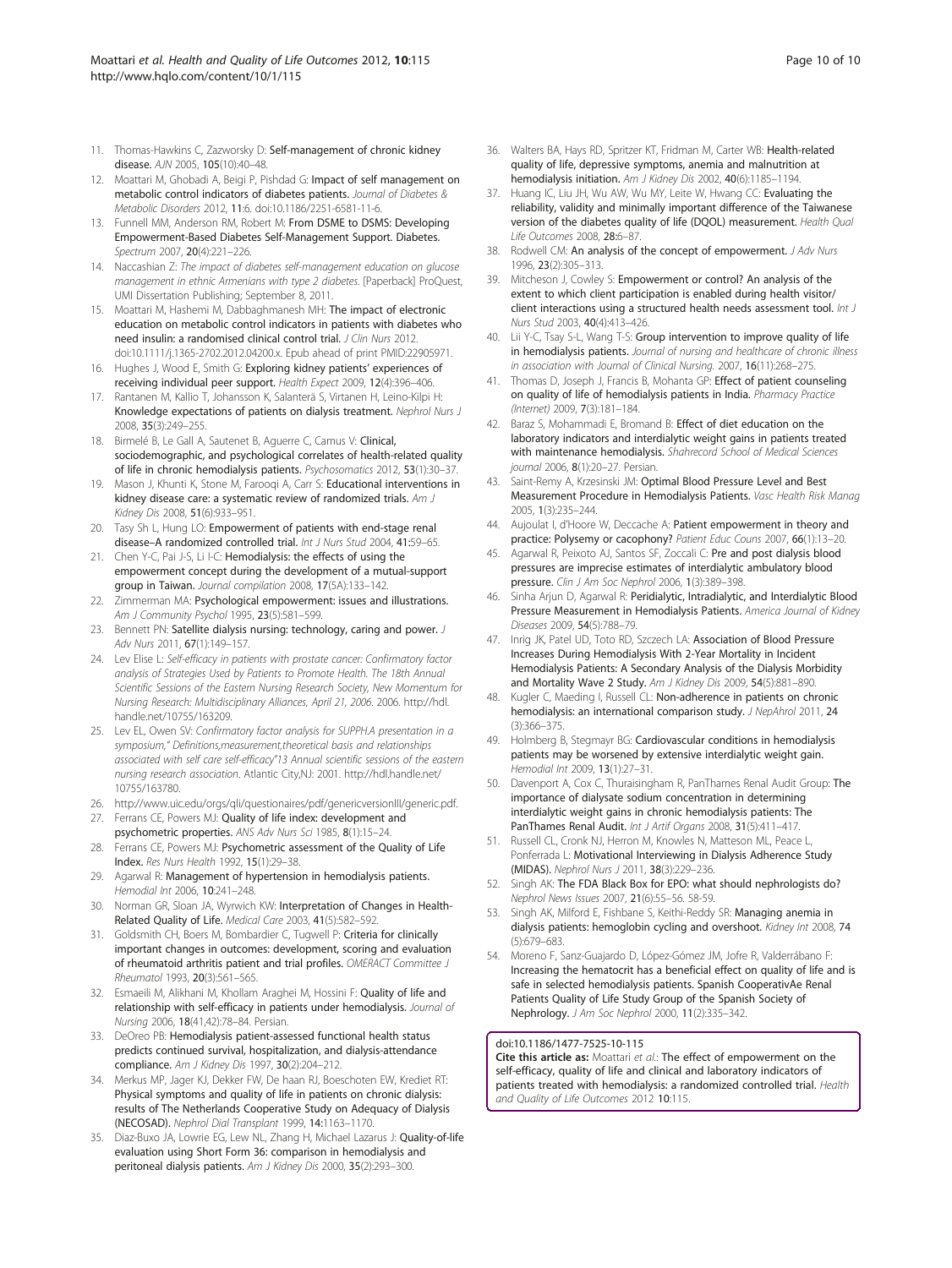11. Thomas-Hawkins C, Zazworsky D: **Self-management of chronic kidney disease.** *AJN* 2005, **105**(10):40–48.
12. Moattari M, Ghobadi A, Beigi P, Pishdad G: **Impact of self management on metabolic control indicators of diabetes patients.** *Journal of Diabetes & Metabolic Disorders* 2012, **11**:6. doi:10.1186/2251-6581-11-6.
13. Funnell MM, Anderson RM, Robert M: **From DSME to DSMS: Developing Empowerment-Based Diabetes Self-Management Support. Diabetes.** *Spectrum* 2007, **20**(4):221–226.
14. Naccashian Z: *The impact of diabetes self-management education on glucose management in ethnic Armenians with type 2 diabetes.* [Paperback] ProQuest, UMI Dissertation Publishing; September 8, 2011.
15. Moattari M, Hashemi M, Dabbaghmanesh MH: **The impact of electronic education on metabolic control indicators in patients with diabetes who need insulin: a randomised clinical control trial.** *J Clin Nurs* 2012. doi:10.1111/j.1365-2702.2012.04200.x. Epub ahead of print PMID:22905971.
16. Hughes J, Wood E, Smith G: **Exploring kidney patients' experiences of receiving individual peer support.** *Health Expect* 2009, **12**(4):396–406.
17. Rantanen M, Kallio T, Johansson K, Salanterä S, Virtanen H, Leino-Kilpi H: **Knowledge expectations of patients on dialysis treatment.** *Nephrol Nurs J* 2008, **35**(3):249–255.
18. Birmelé B, Le Gall A, Sautenet B, Aguerre C, Camus V: **Clinical, sociodemographic, and psychological correlates of health-related quality of life in chronic hemodialysis patients.** *Psychosomatics* 2012, **53**(1):30–37.
19. Mason J, Khunti K, Stone M, Farooqi A, Carr S: **Educational interventions in kidney disease care: a systematic review of randomized trials.** *Am J Kidney Dis* 2008, **51**(6):933–951.
20. Tasy Sh L, Hung LO: **Empowerment of patients with end-stage renal disease–A randomized controlled trial.** *Int J Nurs Stud* 2004, **41**:59–65.
21. Chen Y-C, Pai J-S, Li I-C: **Hemodialysis: the effects of using the empowerment concept during the development of a mutual-support group in Taiwan.** *Journal compilation* 2008, **17**(5A):133–142.
22. Zimmerman MA: **Psychological empowerment: issues and illustrations.** *Am J Community Psychol* 1995, **23**(5):581–599.
23. Bennett PN: **Satellite dialysis nursing: technology, caring and power.** *J Adv Nurs* 2011, **67**(1):149–157.
24. Lev Elise L: *Self-efficacy in patients with prostate cancer: Confirmatory factor analysis of Strategies Used by Patients to Promote Health. The 18th Annual Scientific Sessions of the Eastern Nursing Research Society, New Momentum for Nursing Research: Multidisciplinary Alliances, April 21, 2006.* 2006. http://hdl.handle.net/10755/163209.
25. Lev EL, Owen SV: *Confirmatory factor analysis for SUPPH.A presentation in a symposium," Definitions,measurement,theoretical basis and relationships associated with self care self-efficacy"13 Annual scientific sessions of the eastern nursing research association.* Atlantic City,NJ: 2001. http://hdl.handle.net/10755/163780.
26. http://www.uic.edu/orgs/qli/questionaires/pdf/genericversionIII/generic.pdf.
27. Ferrans CE, Powers MJ: **Quality of life index: development and psychometric properties.** *ANS Adv Nurs Sci* 1985, **8**(1):15–24.
28. Ferrans CE, Powers MJ: **Psychometric assessment of the Quality of Life Index.** *Res Nurs Health* 1992, **15**(1):29–38.
29. Agarwal R: **Management of hypertension in hemodialysis patients.** *Hemodial Int* 2006, **10**:241–248.
30. Norman GR, Sloan JA, Wyrwich KW: **Interpretation of Changes in Health-Related Quality of Life.** *Medical Care* 2003, **41**(5):582–592.
31. Goldsmith CH, Boers M, Bombardier C, Tugwell P: **Criteria for clinically important changes in outcomes: development, scoring and evaluation of rheumatoid arthritis patient and trial profiles.** *OMERACT Committee J Rheumatol* 1993, **20**(3):561–565.
32. Esmaeili M, Alikhani M, Khollam Araghei M, Hossini F: **Quality of life and relationship with self-efficacy in patients under hemodialysis.** *Journal of Nursing* 2006, **18**(41,42):78–84. Persian.
33. DeOreo PB: **Hemodialysis patient-assessed functional health status predicts continued survival, hospitalization, and dialysis-attendance compliance.** *Am J Kidney Dis* 1997, **30**(2):204–212.
34. Merkus MP, Jager KJ, Dekker FW, De haan RJ, Boeschoten EW, Krediet RT: **Physical symptoms and quality of life in patients on chronic dialysis: results of The Netherlands Cooperative Study on Adequacy of Dialysis (NECOSAD).** *Nephrol Dial Transplant* 1999, **14**:1163–1170.
35. Diaz-Buxo JA, Lowrie EG, Lew NL, Zhang H, Michael Lazarus J: **Quality-of-life evaluation using Short Form 36: comparison in hemodialysis and peritoneal dialysis patients.** *Am J Kidney Dis* 2000, **35**(2):293–300.
36. Walters BA, Hays RD, Spritzer KT, Fridman M, Carter WB: **Health-related quality of life, depressive symptoms, anemia and malnutrition at hemodialysis initiation.** *Am J Kidney Dis* 2002, **40**(6):1185–1194.
37. Huang IC, Liu JH, Wu AW, Wu MY, Leite W, Hwang CC: **Evaluating the reliability, validity and minimally important difference of the Taiwanese version of the diabetes quality of life (DQOL) measurement.** *Health Qual Life Outcomes* 2008, **28**:6–87.
38. Rodwell CM: **An analysis of the concept of empowerment.** *J Adv Nurs* 1996, **23**(2):305–313.
39. Mitcheson J, Cowley S: **Empowerment or control? An analysis of the extent to which client participation is enabled during health visitor/client interactions using a structured health needs assessment tool.** *Int J Nurs Stud* 2003, **40**(4):413–426.
40. Lii Y-C, Tsay S-L, Wang T-S: **Group intervention to improve quality of life in hemodialysis patients.** *Journal of nursing and healthcare of chronic illness in association with Journal of Clinical Nursing.* 2007, **16**(11):268–275.
41. Thomas D, Joseph J, Francis B, Mohanta GP: **Effect of patient counseling on quality of life of hemodialysis patients in India.** *Pharmacy Practice (Internet)* 2009, **7**(3):181–184.
42. Baraz S, Mohammadi E, Bromand B: **Effect of diet education on the laboratory indicators and interdialytic weight gains in patients treated with maintenance hemodialysis.** *Shahrecord School of Medical Sciences journal* 2006, **8**(1):20–27. Persian.
43. Saint-Remy A, Krzesinski JM: **Optimal Blood Pressure Level and Best Measurement Procedure in Hemodialysis Patients.** *Vasc Health Risk Manag* 2005, **1**(3):235–244.
44. Aujoulat I, d'Hoore W, Deccache A: **Patient empowerment in theory and practice: Polysemy or cacophony?** *Patient Educ Couns* 2007, **66**(1):13–20.
45. Agarwal R, Peixoto AJ, Santos SF, Zoccali C: **Pre and post dialysis blood pressures are imprecise estimates of interdialytic ambulatory blood pressure.** *Clin J Am Soc Nephrol* 2006, **1**(3):389–398.
46. Sinha Arjun D, Agarwal R: **Peridialytic, Intradialytic, and Interdialytic Blood Pressure Measurement in Hemodialysis Patients.** *America Journal of Kidney Diseases* 2009, **54**(5):788–79.
47. Inrig JK, Patel UD, Toto RD, Szczech LA: **Association of Blood Pressure Increases During Hemodialysis With 2-Year Mortality in Incident Hemodialysis Patients: A Secondary Analysis of the Dialysis Morbidity and Mortality Wave 2 Study.** *Am J Kidney Dis* 2009, **54**(5):881–890.
48. Kugler C, Maeding I, Russell CL: **Non-adherence in patients on chronic hemodialysis: an international comparison study.** *J NepAhrol* 2011, **24** (3):366–375.
49. Holmberg B, Stegmayr BG: **Cardiovascular conditions in hemodialysis patients may be worsened by extensive interdialytic weight gain.** *Hemodial Int* 2009, **13**(1):27–31.
50. Davenport A, Cox C, Thuraisingham R, PanThames Renal Audit Group: **The importance of dialysate sodium concentration in determining interdialytic weight gains in chronic hemodialysis patients: The PanThames Renal Audit.** *Int J Artif Organs* 2008, **31**(5):411–417.
51. Russell CL, Cronk NJ, Herron M, Knowles N, Matteson ML, Peace L, Ponferrada L: **Motivational Interviewing in Dialysis Adherence Study (MIDAS).** *Nephrol Nurs J* 2011, **38**(3):229–236.
52. Singh AK: **The FDA Black Box for EPO: what should nephrologists do?** *Nephrol News Issues* 2007, **21**(6):55–56. 58-59.
53. Singh AK, Milford E, Fishbane S, Keithi-Reddy SR: **Managing anemia in dialysis patients: hemoglobin cycling and overshoot.** *Kidney Int* 2008, **74** (5):679–683.
54. Moreno F, Sanz-Guajardo D, López-Gómez JM, Jofre R, Valderrábano F: **Increasing the hematocrit has a beneficial effect on quality of life and is safe in selected hemodialysis patients. Spanish CooperativAe Renal Patients Quality of Life Study Group of the Spanish Society of Nephrology.** *J Am Soc Nephrol* 2000, **11**(2):335–342.

doi:10.1186/1477-7525-10-115

**Cite this article as:** Moattari *et al.*: The effect of empowerment on the self-efficacy, quality of life and clinical and laboratory indicators of patients treated with hemodialysis: a randomized controlled trial. *Health and Quality of Life Outcomes* 2012 **10**:115.